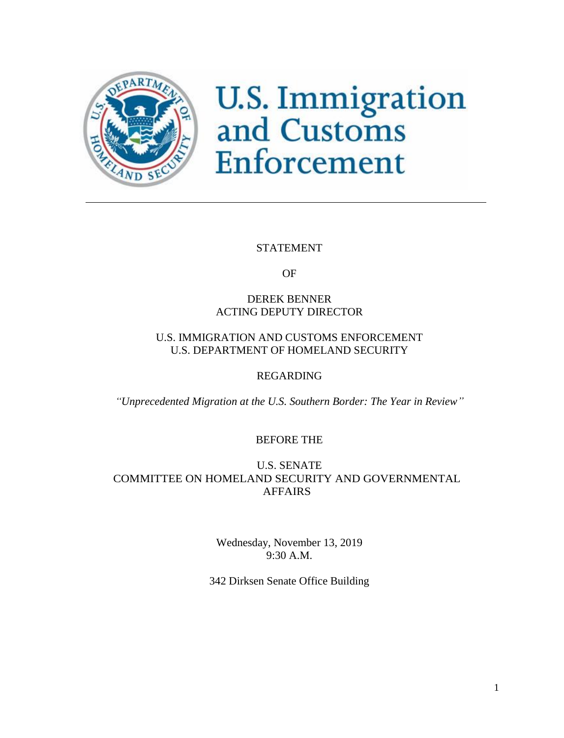# U.S. Immigration and Customs Enforcement

---

STATEMENT

OF

DEREK BENNER
ACTING DEPUTY DIRECTOR

U.S. IMMIGRATION AND CUSTOMS ENFORCEMENT
U.S. DEPARTMENT OF HOMELAND SECURITY

REGARDING

*"Unprecedented Migration at the U.S. Southern Border: The Year in Review"*

BEFORE THE

U.S. SENATE
COMMITTEE ON HOMELAND SECURITY AND GOVERNMENTAL AFFAIRS

Wednesday, November 13, 2019
9:30 A.M.

342 Dirksen Senate Office Building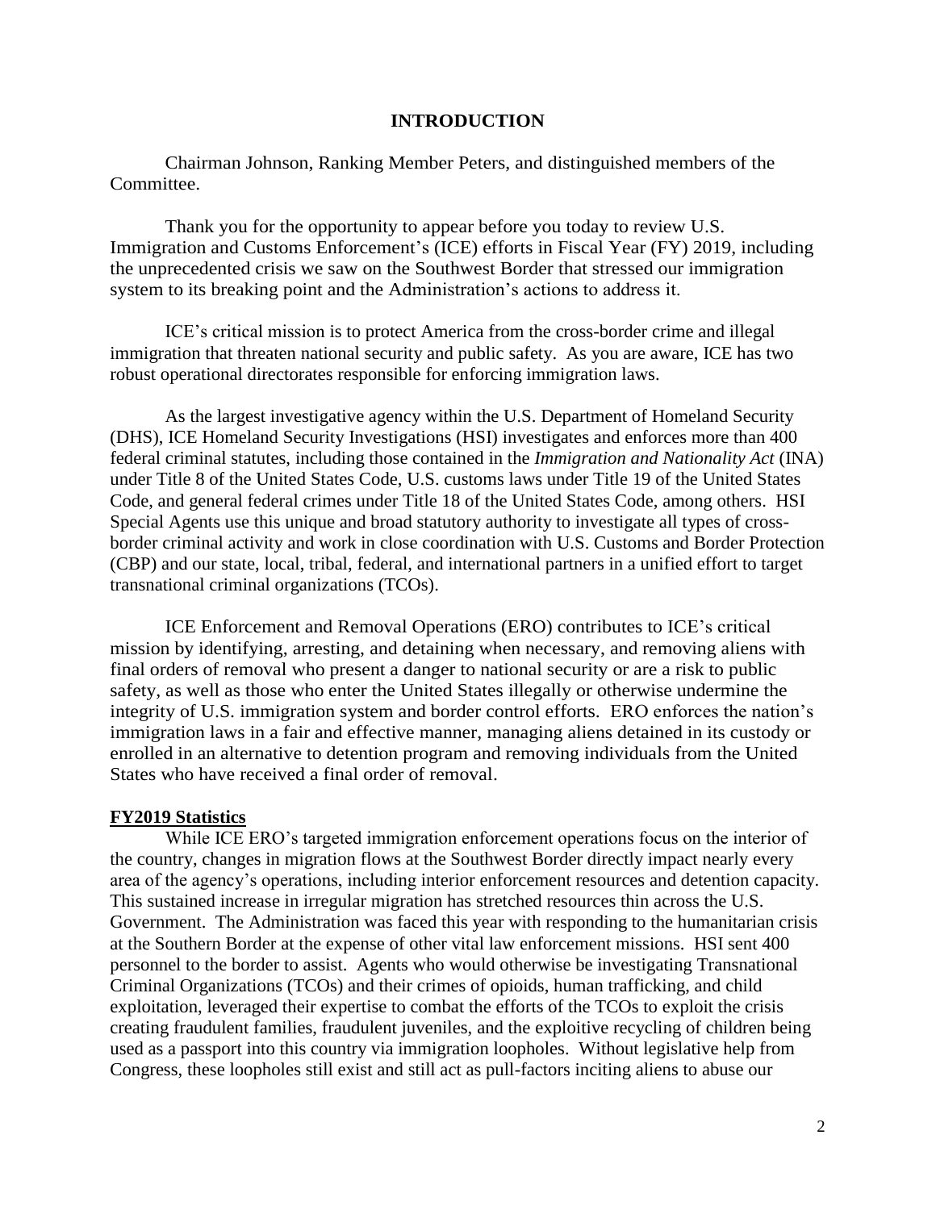## INTRODUCTION

Chairman Johnson, Ranking Member Peters, and distinguished members of the Committee.

Thank you for the opportunity to appear before you today to review U.S. Immigration and Customs Enforcement's (ICE) efforts in Fiscal Year (FY) 2019, including the unprecedented crisis we saw on the Southwest Border that stressed our immigration system to its breaking point and the Administration's actions to address it.

ICE's critical mission is to protect America from the cross-border crime and illegal immigration that threaten national security and public safety. As you are aware, ICE has two robust operational directorates responsible for enforcing immigration laws.

As the largest investigative agency within the U.S. Department of Homeland Security (DHS), ICE Homeland Security Investigations (HSI) investigates and enforces more than 400 federal criminal statutes, including those contained in the *Immigration and Nationality Act* (INA) under Title 8 of the United States Code, U.S. customs laws under Title 19 of the United States Code, and general federal crimes under Title 18 of the United States Code, among others. HSI Special Agents use this unique and broad statutory authority to investigate all types of cross-border criminal activity and work in close coordination with U.S. Customs and Border Protection (CBP) and our state, local, tribal, federal, and international partners in a unified effort to target transnational criminal organizations (TCOs).

ICE Enforcement and Removal Operations (ERO) contributes to ICE's critical mission by identifying, arresting, and detaining when necessary, and removing aliens with final orders of removal who present a danger to national security or are a risk to public safety, as well as those who enter the United States illegally or otherwise undermine the integrity of U.S. immigration system and border control efforts. ERO enforces the nation's immigration laws in a fair and effective manner, managing aliens detained in its custody or enrolled in an alternative to detention program and removing individuals from the United States who have received a final order of removal.

### FY2019 Statistics

While ICE ERO's targeted immigration enforcement operations focus on the interior of the country, changes in migration flows at the Southwest Border directly impact nearly every area of the agency's operations, including interior enforcement resources and detention capacity. This sustained increase in irregular migration has stretched resources thin across the U.S. Government. The Administration was faced this year with responding to the humanitarian crisis at the Southern Border at the expense of other vital law enforcement missions. HSI sent 400 personnel to the border to assist. Agents who would otherwise be investigating Transnational Criminal Organizations (TCOs) and their crimes of opioids, human trafficking, and child exploitation, leveraged their expertise to combat the efforts of the TCOs to exploit the crisis creating fraudulent families, fraudulent juveniles, and the exploitive recycling of children being used as a passport into this country via immigration loopholes. Without legislative help from Congress, these loopholes still exist and still act as pull-factors inciting aliens to abuse our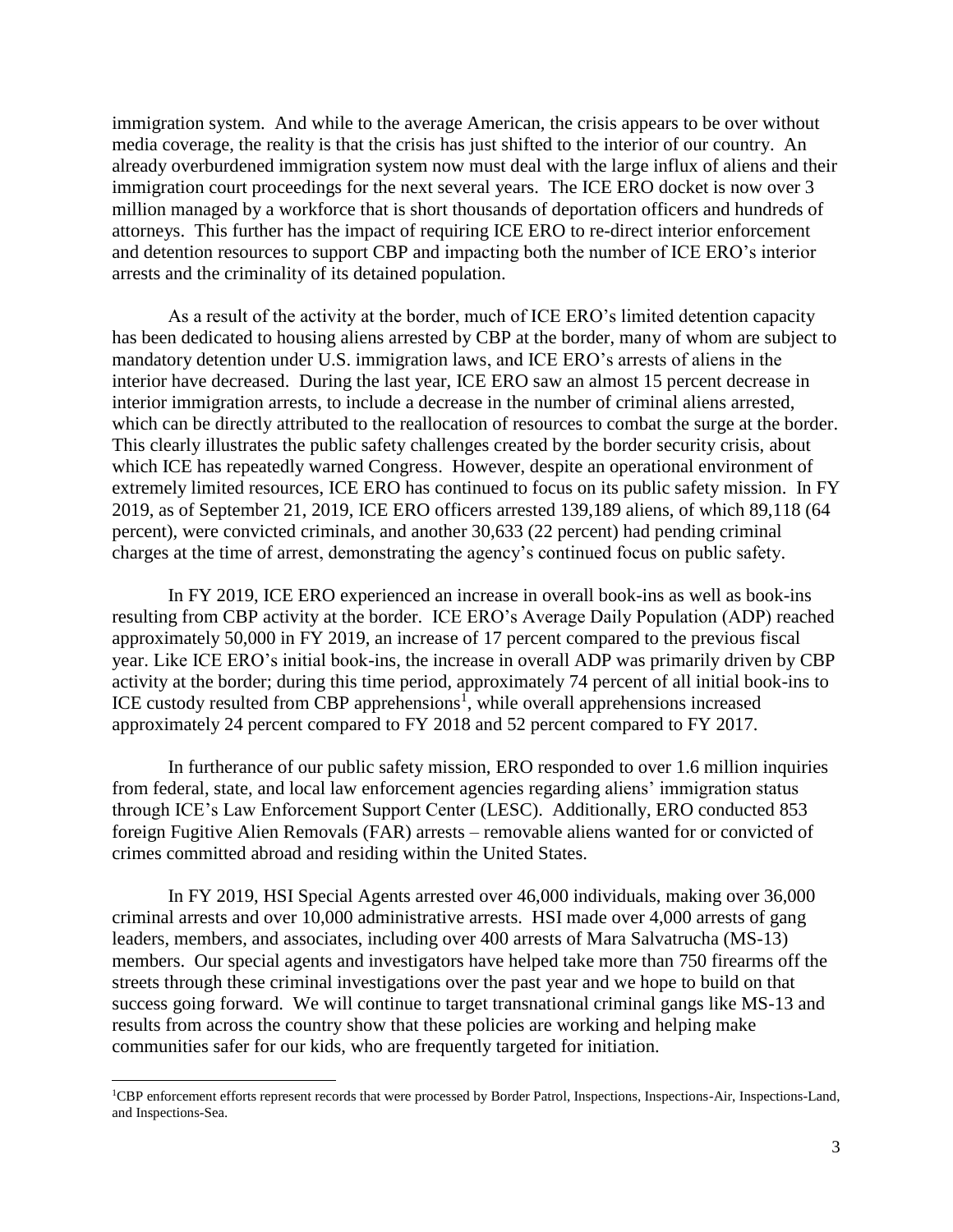immigration system. And while to the average American, the crisis appears to be over without media coverage, the reality is that the crisis has just shifted to the interior of our country. An already overburdened immigration system now must deal with the large influx of aliens and their immigration court proceedings for the next several years. The ICE ERO docket is now over 3 million managed by a workforce that is short thousands of deportation officers and hundreds of attorneys. This further has the impact of requiring ICE ERO to re-direct interior enforcement and detention resources to support CBP and impacting both the number of ICE ERO's interior arrests and the criminality of its detained population.

As a result of the activity at the border, much of ICE ERO's limited detention capacity has been dedicated to housing aliens arrested by CBP at the border, many of whom are subject to mandatory detention under U.S. immigration laws, and ICE ERO's arrests of aliens in the interior have decreased. During the last year, ICE ERO saw an almost 15 percent decrease in interior immigration arrests, to include a decrease in the number of criminal aliens arrested, which can be directly attributed to the reallocation of resources to combat the surge at the border. This clearly illustrates the public safety challenges created by the border security crisis, about which ICE has repeatedly warned Congress. However, despite an operational environment of extremely limited resources, ICE ERO has continued to focus on its public safety mission. In FY 2019, as of September 21, 2019, ICE ERO officers arrested 139,189 aliens, of which 89,118 (64 percent), were convicted criminals, and another 30,633 (22 percent) had pending criminal charges at the time of arrest, demonstrating the agency's continued focus on public safety.

In FY 2019, ICE ERO experienced an increase in overall book-ins as well as book-ins resulting from CBP activity at the border. ICE ERO's Average Daily Population (ADP) reached approximately 50,000 in FY 2019, an increase of 17 percent compared to the previous fiscal year. Like ICE ERO's initial book-ins, the increase in overall ADP was primarily driven by CBP activity at the border; during this time period, approximately 74 percent of all initial book-ins to ICE custody resulted from CBP apprehensions[1], while overall apprehensions increased approximately 24 percent compared to FY 2018 and 52 percent compared to FY 2017.

In furtherance of our public safety mission, ERO responded to over 1.6 million inquiries from federal, state, and local law enforcement agencies regarding aliens' immigration status through ICE's Law Enforcement Support Center (LESC). Additionally, ERO conducted 853 foreign Fugitive Alien Removals (FAR) arrests – removable aliens wanted for or convicted of crimes committed abroad and residing within the United States.

In FY 2019, HSI Special Agents arrested over 46,000 individuals, making over 36,000 criminal arrests and over 10,000 administrative arrests. HSI made over 4,000 arrests of gang leaders, members, and associates, including over 400 arrests of Mara Salvatrucha (MS-13) members. Our special agents and investigators have helped take more than 750 firearms off the streets through these criminal investigations over the past year and we hope to build on that success going forward. We will continue to target transnational criminal gangs like MS-13 and results from across the country show that these policies are working and helping make communities safer for our kids, who are frequently targeted for initiation.

[1]CBP enforcement efforts represent records that were processed by Border Patrol, Inspections, Inspections-Air, Inspections-Land, and Inspections-Sea.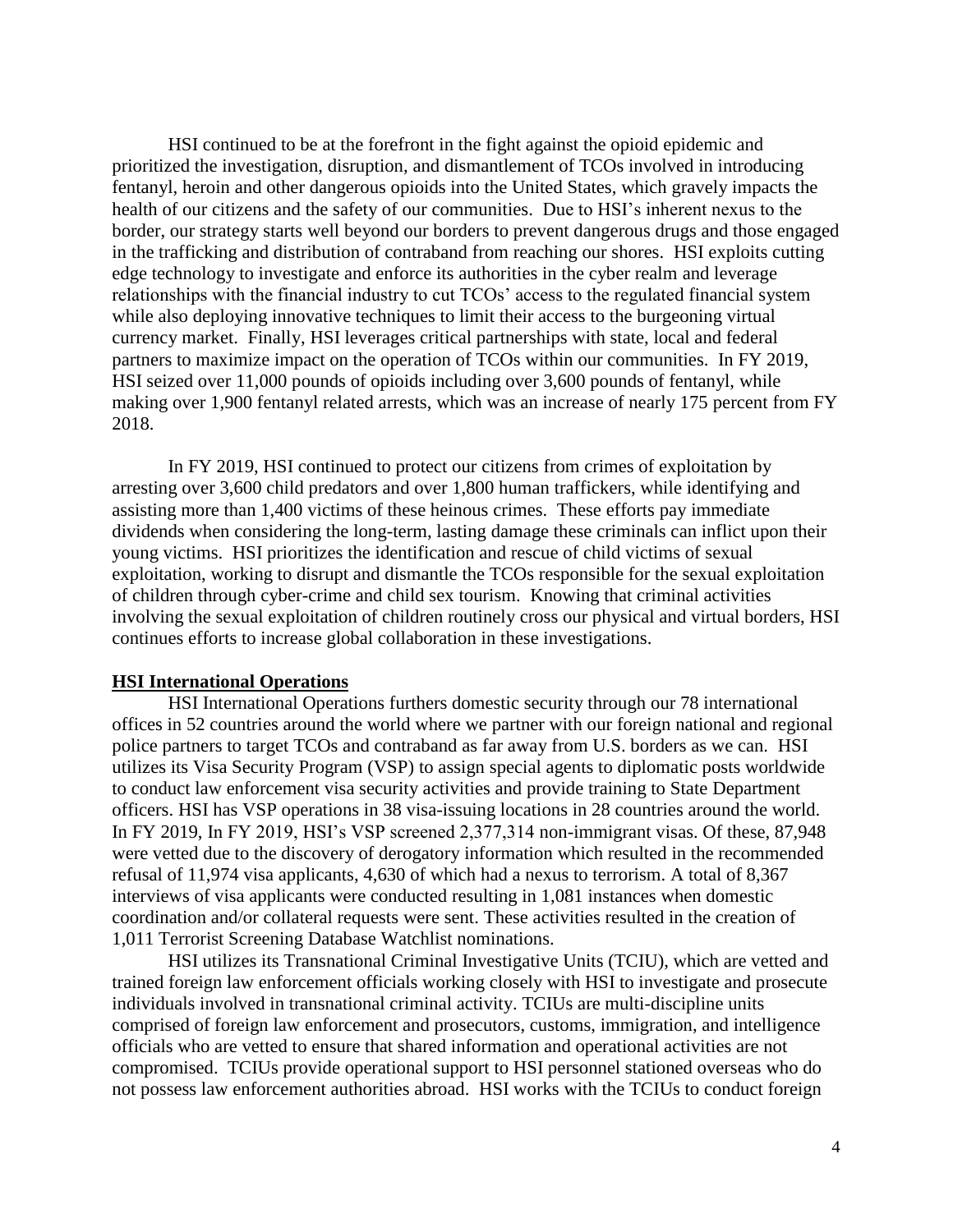HSI continued to be at the forefront in the fight against the opioid epidemic and prioritized the investigation, disruption, and dismantlement of TCOs involved in introducing fentanyl, heroin and other dangerous opioids into the United States, which gravely impacts the health of our citizens and the safety of our communities. Due to HSI's inherent nexus to the border, our strategy starts well beyond our borders to prevent dangerous drugs and those engaged in the trafficking and distribution of contraband from reaching our shores. HSI exploits cutting edge technology to investigate and enforce its authorities in the cyber realm and leverage relationships with the financial industry to cut TCOs' access to the regulated financial system while also deploying innovative techniques to limit their access to the burgeoning virtual currency market. Finally, HSI leverages critical partnerships with state, local and federal partners to maximize impact on the operation of TCOs within our communities. In FY 2019, HSI seized over 11,000 pounds of opioids including over 3,600 pounds of fentanyl, while making over 1,900 fentanyl related arrests, which was an increase of nearly 175 percent from FY 2018.

In FY 2019, HSI continued to protect our citizens from crimes of exploitation by arresting over 3,600 child predators and over 1,800 human traffickers, while identifying and assisting more than 1,400 victims of these heinous crimes. These efforts pay immediate dividends when considering the long-term, lasting damage these criminals can inflict upon their young victims. HSI prioritizes the identification and rescue of child victims of sexual exploitation, working to disrupt and dismantle the TCOs responsible for the sexual exploitation of children through cyber-crime and child sex tourism. Knowing that criminal activities involving the sexual exploitation of children routinely cross our physical and virtual borders, HSI continues efforts to increase global collaboration in these investigations.

**HSI International Operations**

HSI International Operations furthers domestic security through our 78 international offices in 52 countries around the world where we partner with our foreign national and regional police partners to target TCOs and contraband as far away from U.S. borders as we can. HSI utilizes its Visa Security Program (VSP) to assign special agents to diplomatic posts worldwide to conduct law enforcement visa security activities and provide training to State Department officers. HSI has VSP operations in 38 visa-issuing locations in 28 countries around the world. In FY 2019, In FY 2019, HSI's VSP screened 2,377,314 non-immigrant visas. Of these, 87,948 were vetted due to the discovery of derogatory information which resulted in the recommended refusal of 11,974 visa applicants, 4,630 of which had a nexus to terrorism. A total of 8,367 interviews of visa applicants were conducted resulting in 1,081 instances when domestic coordination and/or collateral requests were sent. These activities resulted in the creation of 1,011 Terrorist Screening Database Watchlist nominations.

HSI utilizes its Transnational Criminal Investigative Units (TCIU), which are vetted and trained foreign law enforcement officials working closely with HSI to investigate and prosecute individuals involved in transnational criminal activity. TCIUs are multi-discipline units comprised of foreign law enforcement and prosecutors, customs, immigration, and intelligence officials who are vetted to ensure that shared information and operational activities are not compromised. TCIUs provide operational support to HSI personnel stationed overseas who do not possess law enforcement authorities abroad. HSI works with the TCIUs to conduct foreign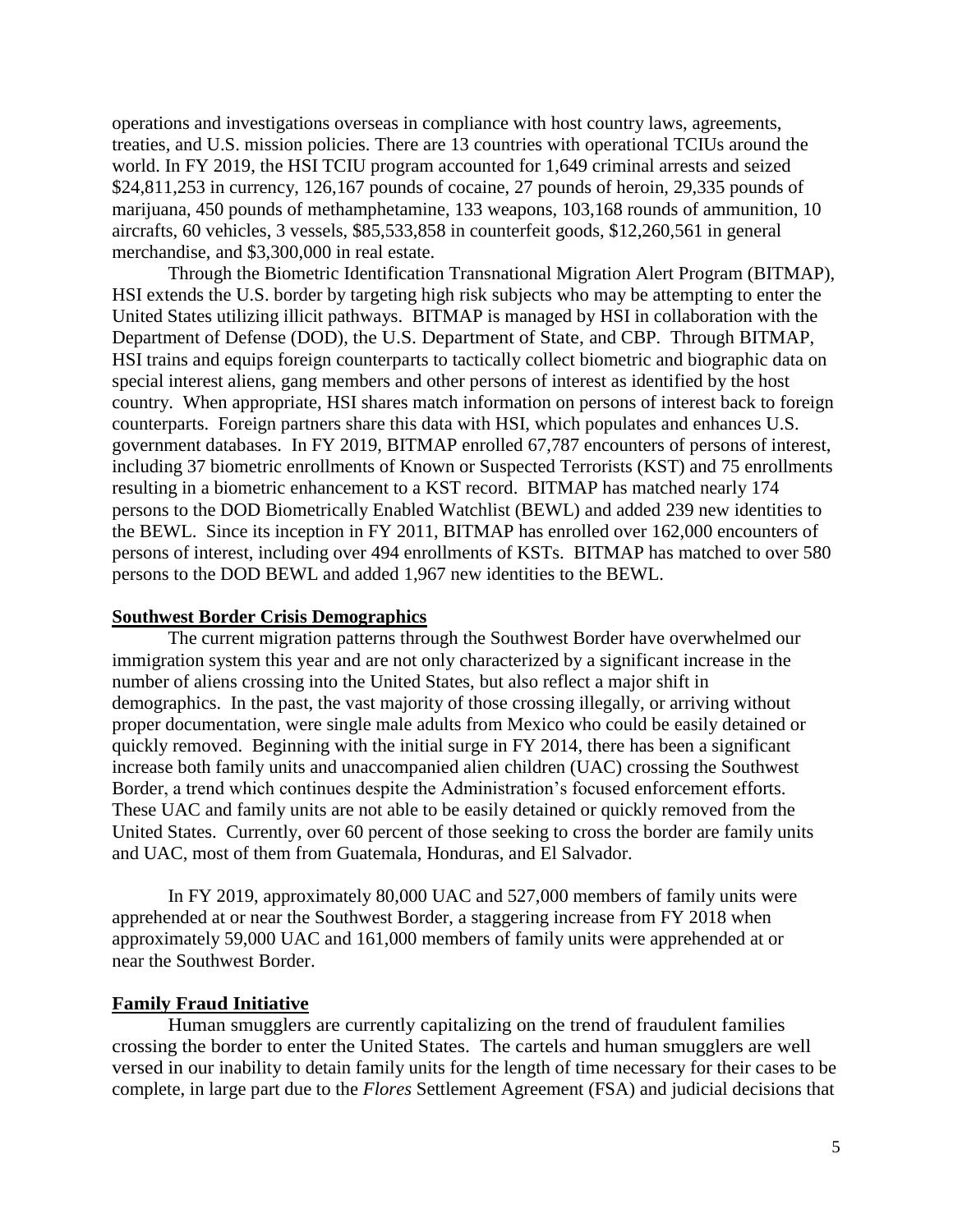operations and investigations overseas in compliance with host country laws, agreements, treaties, and U.S. mission policies. There are 13 countries with operational TCIUs around the world. In FY 2019, the HSI TCIU program accounted for 1,649 criminal arrests and seized $24,811,253 in currency, 126,167 pounds of cocaine, 27 pounds of heroin, 29,335 pounds of marijuana, 450 pounds of methamphetamine, 133 weapons, 103,168 rounds of ammunition, 10 aircrafts, 60 vehicles, 3 vessels, $85,533,858 in counterfeit goods, $12,260,561 in general merchandise, and $3,300,000 in real estate.

Through the Biometric Identification Transnational Migration Alert Program (BITMAP), HSI extends the U.S. border by targeting high risk subjects who may be attempting to enter the United States utilizing illicit pathways. BITMAP is managed by HSI in collaboration with the Department of Defense (DOD), the U.S. Department of State, and CBP. Through BITMAP, HSI trains and equips foreign counterparts to tactically collect biometric and biographic data on special interest aliens, gang members and other persons of interest as identified by the host country. When appropriate, HSI shares match information on persons of interest back to foreign counterparts. Foreign partners share this data with HSI, which populates and enhances U.S. government databases. In FY 2019, BITMAP enrolled 67,787 encounters of persons of interest, including 37 biometric enrollments of Known or Suspected Terrorists (KST) and 75 enrollments resulting in a biometric enhancement to a KST record. BITMAP has matched nearly 174 persons to the DOD Biometrically Enabled Watchlist (BEWL) and added 239 new identities to the BEWL. Since its inception in FY 2011, BITMAP has enrolled over 162,000 encounters of persons of interest, including over 494 enrollments of KSTs. BITMAP has matched to over 580 persons to the DOD BEWL and added 1,967 new identities to the BEWL.

## Southwest Border Crisis Demographics

The current migration patterns through the Southwest Border have overwhelmed our immigration system this year and are not only characterized by a significant increase in the number of aliens crossing into the United States, but also reflect a major shift in demographics. In the past, the vast majority of those crossing illegally, or arriving without proper documentation, were single male adults from Mexico who could be easily detained or quickly removed. Beginning with the initial surge in FY 2014, there has been a significant increase both family units and unaccompanied alien children (UAC) crossing the Southwest Border, a trend which continues despite the Administration's focused enforcement efforts. These UAC and family units are not able to be easily detained or quickly removed from the United States. Currently, over 60 percent of those seeking to cross the border are family units and UAC, most of them from Guatemala, Honduras, and El Salvador.

In FY 2019, approximately 80,000 UAC and 527,000 members of family units were apprehended at or near the Southwest Border, a staggering increase from FY 2018 when approximately 59,000 UAC and 161,000 members of family units were apprehended at or near the Southwest Border.

## Family Fraud Initiative

Human smugglers are currently capitalizing on the trend of fraudulent families crossing the border to enter the United States. The cartels and human smugglers are well versed in our inability to detain family units for the length of time necessary for their cases to be complete, in large part due to the *Flores* Settlement Agreement (FSA) and judicial decisions that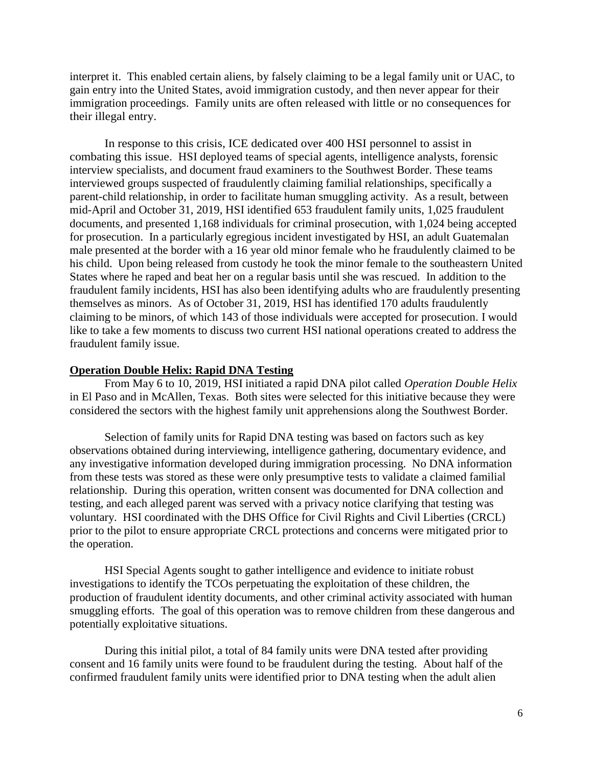interpret it. This enabled certain aliens, by falsely claiming to be a legal family unit or UAC, to gain entry into the United States, avoid immigration custody, and then never appear for their immigration proceedings. Family units are often released with little or no consequences for their illegal entry.

In response to this crisis, ICE dedicated over 400 HSI personnel to assist in combating this issue. HSI deployed teams of special agents, intelligence analysts, forensic interview specialists, and document fraud examiners to the Southwest Border. These teams interviewed groups suspected of fraudulently claiming familial relationships, specifically a parent-child relationship, in order to facilitate human smuggling activity. As a result, between mid-April and October 31, 2019, HSI identified 653 fraudulent family units, 1,025 fraudulent documents, and presented 1,168 individuals for criminal prosecution, with 1,024 being accepted for prosecution. In a particularly egregious incident investigated by HSI, an adult Guatemalan male presented at the border with a 16 year old minor female who he fraudulently claimed to be his child. Upon being released from custody he took the minor female to the southeastern United States where he raped and beat her on a regular basis until she was rescued. In addition to the fraudulent family incidents, HSI has also been identifying adults who are fraudulently presenting themselves as minors. As of October 31, 2019, HSI has identified 170 adults fraudulently claiming to be minors, of which 143 of those individuals were accepted for prosecution. I would like to take a few moments to discuss two current HSI national operations created to address the fraudulent family issue.

## Operation Double Helix: Rapid DNA Testing

From May 6 to 10, 2019, HSI initiated a rapid DNA pilot called *Operation Double Helix* in El Paso and in McAllen, Texas. Both sites were selected for this initiative because they were considered the sectors with the highest family unit apprehensions along the Southwest Border.

Selection of family units for Rapid DNA testing was based on factors such as key observations obtained during interviewing, intelligence gathering, documentary evidence, and any investigative information developed during immigration processing. No DNA information from these tests was stored as these were only presumptive tests to validate a claimed familial relationship. During this operation, written consent was documented for DNA collection and testing, and each alleged parent was served with a privacy notice clarifying that testing was voluntary. HSI coordinated with the DHS Office for Civil Rights and Civil Liberties (CRCL) prior to the pilot to ensure appropriate CRCL protections and concerns were mitigated prior to the operation.

HSI Special Agents sought to gather intelligence and evidence to initiate robust investigations to identify the TCOs perpetuating the exploitation of these children, the production of fraudulent identity documents, and other criminal activity associated with human smuggling efforts. The goal of this operation was to remove children from these dangerous and potentially exploitative situations.

During this initial pilot, a total of 84 family units were DNA tested after providing consent and 16 family units were found to be fraudulent during the testing. About half of the confirmed fraudulent family units were identified prior to DNA testing when the adult alien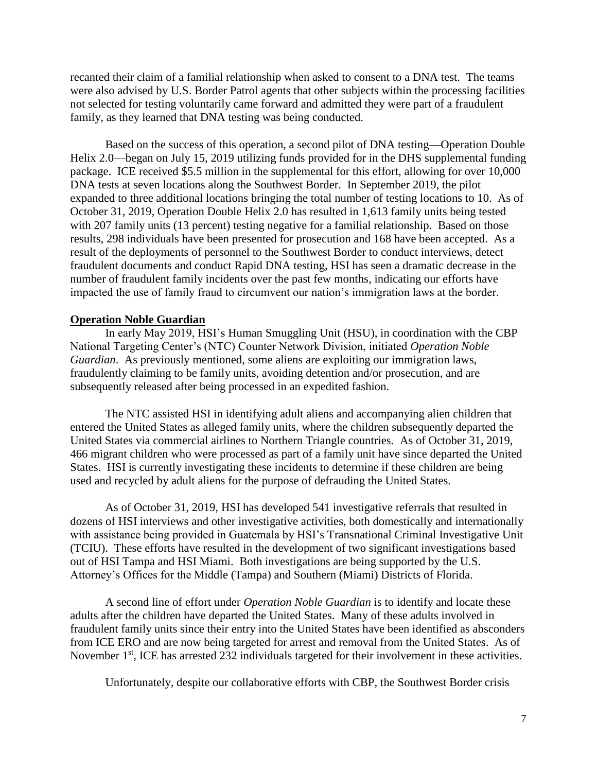recanted their claim of a familial relationship when asked to consent to a DNA test. The teams were also advised by U.S. Border Patrol agents that other subjects within the processing facilities not selected for testing voluntarily came forward and admitted they were part of a fraudulent family, as they learned that DNA testing was being conducted.

Based on the success of this operation, a second pilot of DNA testing—Operation Double Helix 2.0—began on July 15, 2019 utilizing funds provided for in the DHS supplemental funding package. ICE received $5.5 million in the supplemental for this effort, allowing for over 10,000 DNA tests at seven locations along the Southwest Border. In September 2019, the pilot expanded to three additional locations bringing the total number of testing locations to 10. As of October 31, 2019, Operation Double Helix 2.0 has resulted in 1,613 family units being tested with 207 family units (13 percent) testing negative for a familial relationship. Based on those results, 298 individuals have been presented for prosecution and 168 have been accepted. As a result of the deployments of personnel to the Southwest Border to conduct interviews, detect fraudulent documents and conduct Rapid DNA testing, HSI has seen a dramatic decrease in the number of fraudulent family incidents over the past few months, indicating our efforts have impacted the use of family fraud to circumvent our nation's immigration laws at the border.

**Operation Noble Guardian**

In early May 2019, HSI's Human Smuggling Unit (HSU), in coordination with the CBP National Targeting Center's (NTC) Counter Network Division, initiated *Operation Noble Guardian*. As previously mentioned, some aliens are exploiting our immigration laws, fraudulently claiming to be family units, avoiding detention and/or prosecution, and are subsequently released after being processed in an expedited fashion.

The NTC assisted HSI in identifying adult aliens and accompanying alien children that entered the United States as alleged family units, where the children subsequently departed the United States via commercial airlines to Northern Triangle countries. As of October 31, 2019, 466 migrant children who were processed as part of a family unit have since departed the United States. HSI is currently investigating these incidents to determine if these children are being used and recycled by adult aliens for the purpose of defrauding the United States.

As of October 31, 2019, HSI has developed 541 investigative referrals that resulted in dozens of HSI interviews and other investigative activities, both domestically and internationally with assistance being provided in Guatemala by HSI's Transnational Criminal Investigative Unit (TCIU). These efforts have resulted in the development of two significant investigations based out of HSI Tampa and HSI Miami. Both investigations are being supported by the U.S. Attorney's Offices for the Middle (Tampa) and Southern (Miami) Districts of Florida.

A second line of effort under *Operation Noble Guardian* is to identify and locate these adults after the children have departed the United States. Many of these adults involved in fraudulent family units since their entry into the United States have been identified as absconders from ICE ERO and are now being targeted for arrest and removal from the United States. As of November 1st, ICE has arrested 232 individuals targeted for their involvement in these activities.

Unfortunately, despite our collaborative efforts with CBP, the Southwest Border crisis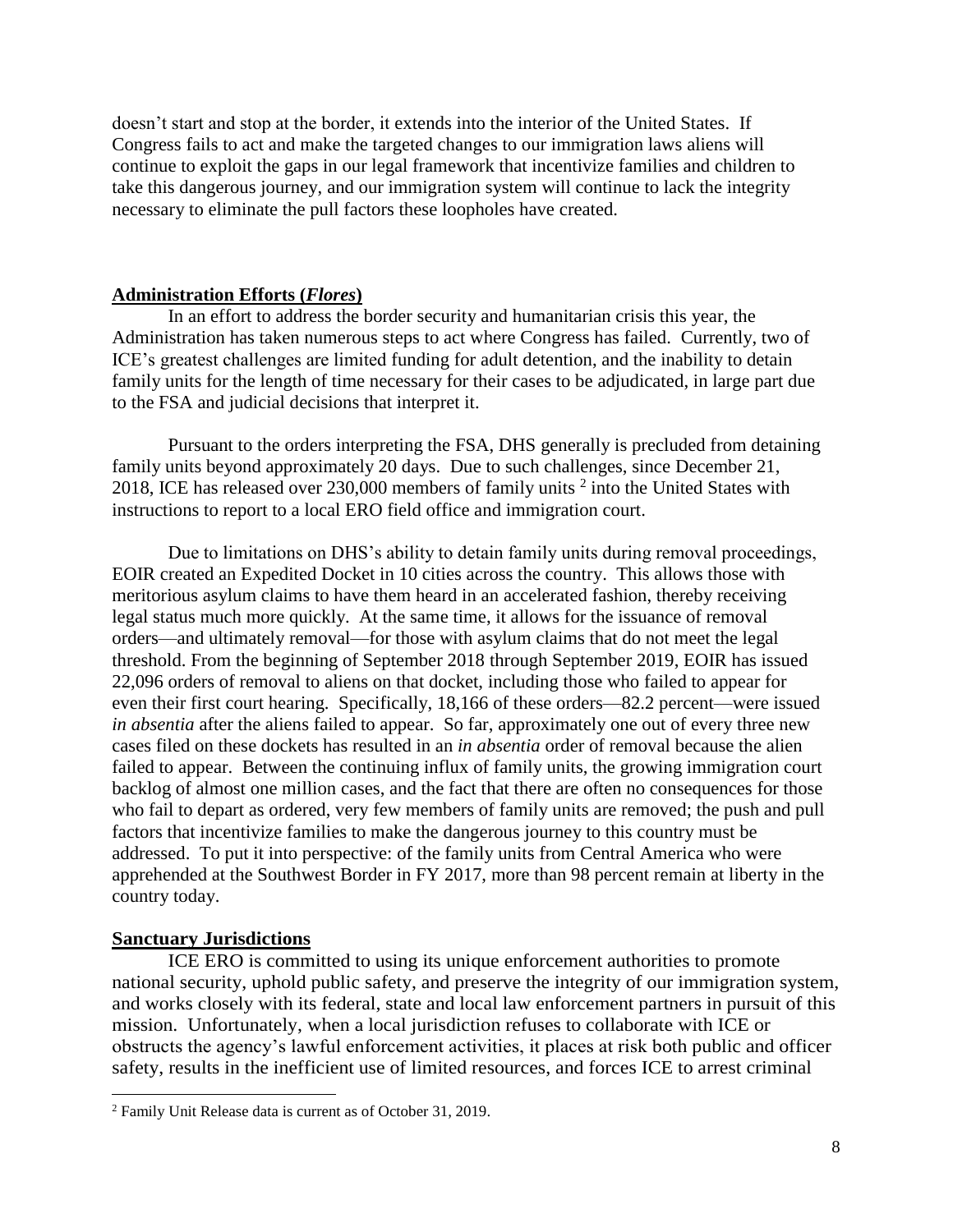doesn't start and stop at the border, it extends into the interior of the United States. If Congress fails to act and make the targeted changes to our immigration laws aliens will continue to exploit the gaps in our legal framework that incentivize families and children to take this dangerous journey, and our immigration system will continue to lack the integrity necessary to eliminate the pull factors these loopholes have created.

## Administration Efforts (*Flores*)

In an effort to address the border security and humanitarian crisis this year, the Administration has taken numerous steps to act where Congress has failed. Currently, two of ICE's greatest challenges are limited funding for adult detention, and the inability to detain family units for the length of time necessary for their cases to be adjudicated, in large part due to the FSA and judicial decisions that interpret it.

Pursuant to the orders interpreting the FSA, DHS generally is precluded from detaining family units beyond approximately 20 days. Due to such challenges, since December 21, 2018, ICE has released over 230,000 members of family units [2] into the United States with instructions to report to a local ERO field office and immigration court.

Due to limitations on DHS's ability to detain family units during removal proceedings, EOIR created an Expedited Docket in 10 cities across the country. This allows those with meritorious asylum claims to have them heard in an accelerated fashion, thereby receiving legal status much more quickly. At the same time, it allows for the issuance of removal orders—and ultimately removal—for those with asylum claims that do not meet the legal threshold. From the beginning of September 2018 through September 2019, EOIR has issued 22,096 orders of removal to aliens on that docket, including those who failed to appear for even their first court hearing. Specifically, 18,166 of these orders—82.2 percent—were issued *in absentia* after the aliens failed to appear. So far, approximately one out of every three new cases filed on these dockets has resulted in an *in absentia* order of removal because the alien failed to appear. Between the continuing influx of family units, the growing immigration court backlog of almost one million cases, and the fact that there are often no consequences for those who fail to depart as ordered, very few members of family units are removed; the push and pull factors that incentivize families to make the dangerous journey to this country must be addressed. To put it into perspective: of the family units from Central America who were apprehended at the Southwest Border in FY 2017, more than 98 percent remain at liberty in the country today.

## Sanctuary Jurisdictions

ICE ERO is committed to using its unique enforcement authorities to promote national security, uphold public safety, and preserve the integrity of our immigration system, and works closely with its federal, state and local law enforcement partners in pursuit of this mission. Unfortunately, when a local jurisdiction refuses to collaborate with ICE or obstructs the agency's lawful enforcement activities, it places at risk both public and officer safety, results in the inefficient use of limited resources, and forces ICE to arrest criminal

---

[2] Family Unit Release data is current as of October 31, 2019.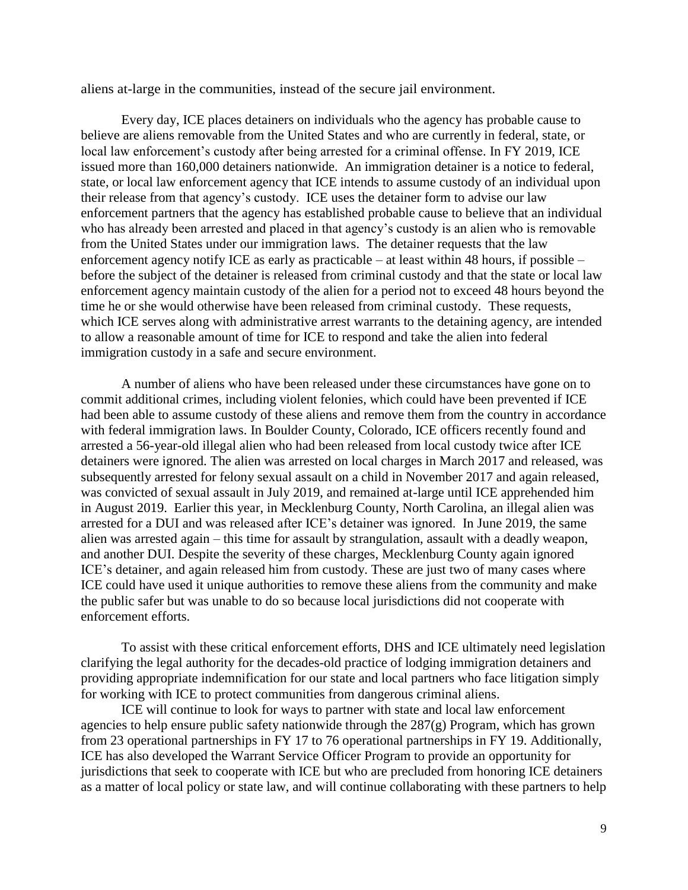aliens at-large in the communities, instead of the secure jail environment.

Every day, ICE places detainers on individuals who the agency has probable cause to believe are aliens removable from the United States and who are currently in federal, state, or local law enforcement's custody after being arrested for a criminal offense. In FY 2019, ICE issued more than 160,000 detainers nationwide. An immigration detainer is a notice to federal, state, or local law enforcement agency that ICE intends to assume custody of an individual upon their release from that agency's custody. ICE uses the detainer form to advise our law enforcement partners that the agency has established probable cause to believe that an individual who has already been arrested and placed in that agency's custody is an alien who is removable from the United States under our immigration laws. The detainer requests that the law enforcement agency notify ICE as early as practicable – at least within 48 hours, if possible – before the subject of the detainer is released from criminal custody and that the state or local law enforcement agency maintain custody of the alien for a period not to exceed 48 hours beyond the time he or she would otherwise have been released from criminal custody. These requests, which ICE serves along with administrative arrest warrants to the detaining agency, are intended to allow a reasonable amount of time for ICE to respond and take the alien into federal immigration custody in a safe and secure environment.

A number of aliens who have been released under these circumstances have gone on to commit additional crimes, including violent felonies, which could have been prevented if ICE had been able to assume custody of these aliens and remove them from the country in accordance with federal immigration laws. In Boulder County, Colorado, ICE officers recently found and arrested a 56-year-old illegal alien who had been released from local custody twice after ICE detainers were ignored. The alien was arrested on local charges in March 2017 and released, was subsequently arrested for felony sexual assault on a child in November 2017 and again released, was convicted of sexual assault in July 2019, and remained at-large until ICE apprehended him in August 2019. Earlier this year, in Mecklenburg County, North Carolina, an illegal alien was arrested for a DUI and was released after ICE's detainer was ignored. In June 2019, the same alien was arrested again – this time for assault by strangulation, assault with a deadly weapon, and another DUI. Despite the severity of these charges, Mecklenburg County again ignored ICE's detainer, and again released him from custody. These are just two of many cases where ICE could have used it unique authorities to remove these aliens from the community and make the public safer but was unable to do so because local jurisdictions did not cooperate with enforcement efforts.

To assist with these critical enforcement efforts, DHS and ICE ultimately need legislation clarifying the legal authority for the decades-old practice of lodging immigration detainers and providing appropriate indemnification for our state and local partners who face litigation simply for working with ICE to protect communities from dangerous criminal aliens.

ICE will continue to look for ways to partner with state and local law enforcement agencies to help ensure public safety nationwide through the 287(g) Program, which has grown from 23 operational partnerships in FY 17 to 76 operational partnerships in FY 19. Additionally, ICE has also developed the Warrant Service Officer Program to provide an opportunity for jurisdictions that seek to cooperate with ICE but who are precluded from honoring ICE detainers as a matter of local policy or state law, and will continue collaborating with these partners to help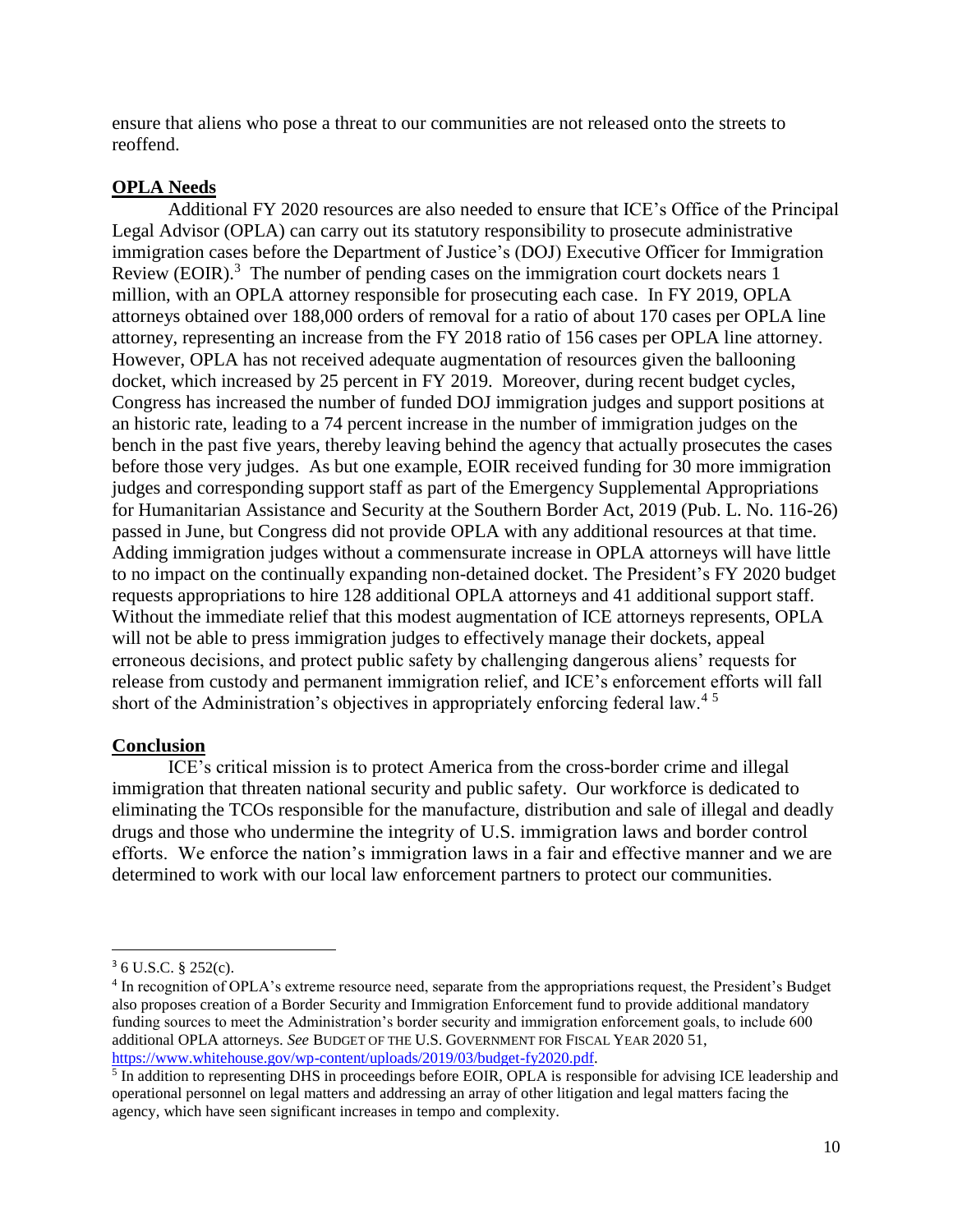ensure that aliens who pose a threat to our communities are not released onto the streets to reoffend.

**OPLA Needs**

Additional FY 2020 resources are also needed to ensure that ICE's Office of the Principal Legal Advisor (OPLA) can carry out its statutory responsibility to prosecute administrative immigration cases before the Department of Justice's (DOJ) Executive Officer for Immigration Review (EOIR).[3] The number of pending cases on the immigration court dockets nears 1 million, with an OPLA attorney responsible for prosecuting each case. In FY 2019, OPLA attorneys obtained over 188,000 orders of removal for a ratio of about 170 cases per OPLA line attorney, representing an increase from the FY 2018 ratio of 156 cases per OPLA line attorney. However, OPLA has not received adequate augmentation of resources given the ballooning docket, which increased by 25 percent in FY 2019. Moreover, during recent budget cycles, Congress has increased the number of funded DOJ immigration judges and support positions at an historic rate, leading to a 74 percent increase in the number of immigration judges on the bench in the past five years, thereby leaving behind the agency that actually prosecutes the cases before those very judges. As but one example, EOIR received funding for 30 more immigration judges and corresponding support staff as part of the Emergency Supplemental Appropriations for Humanitarian Assistance and Security at the Southern Border Act, 2019 (Pub. L. No. 116-26) passed in June, but Congress did not provide OPLA with any additional resources at that time. Adding immigration judges without a commensurate increase in OPLA attorneys will have little to no impact on the continually expanding non-detained docket. The President's FY 2020 budget requests appropriations to hire 128 additional OPLA attorneys and 41 additional support staff. Without the immediate relief that this modest augmentation of ICE attorneys represents, OPLA will not be able to press immigration judges to effectively manage their dockets, appeal erroneous decisions, and protect public safety by challenging dangerous aliens' requests for release from custody and permanent immigration relief, and ICE's enforcement efforts will fall short of the Administration's objectives in appropriately enforcing federal law.[4] [5]

**Conclusion**

ICE's critical mission is to protect America from the cross-border crime and illegal immigration that threaten national security and public safety. Our workforce is dedicated to eliminating the TCOs responsible for the manufacture, distribution and sale of illegal and deadly drugs and those who undermine the integrity of U.S. immigration laws and border control efforts. We enforce the nation's immigration laws in a fair and effective manner and we are determined to work with our local law enforcement partners to protect our communities.

---

[3] 6 U.S.C. § 252(c).

[4] In recognition of OPLA's extreme resource need, separate from the appropriations request, the President's Budget also proposes creation of a Border Security and Immigration Enforcement fund to provide additional mandatory funding sources to meet the Administration's border security and immigration enforcement goals, to include 600 additional OPLA attorneys. *See* BUDGET OF THE U.S. GOVERNMENT FOR FISCAL YEAR 2020 51, https://www.whitehouse.gov/wp-content/uploads/2019/03/budget-fy2020.pdf.

[5] In addition to representing DHS in proceedings before EOIR, OPLA is responsible for advising ICE leadership and operational personnel on legal matters and addressing an array of other litigation and legal matters facing the agency, which have seen significant increases in tempo and complexity.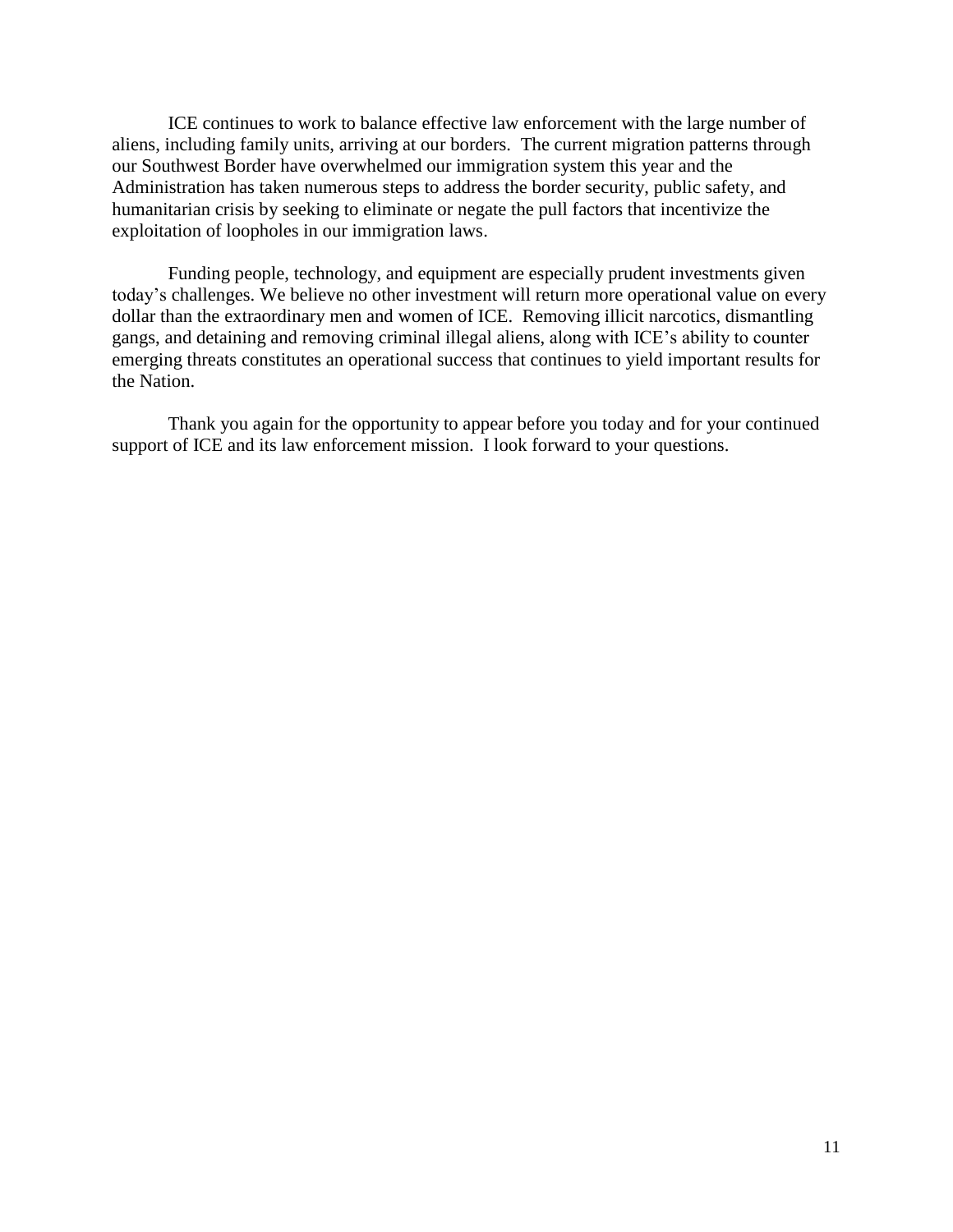ICE continues to work to balance effective law enforcement with the large number of aliens, including family units, arriving at our borders. The current migration patterns through our Southwest Border have overwhelmed our immigration system this year and the Administration has taken numerous steps to address the border security, public safety, and humanitarian crisis by seeking to eliminate or negate the pull factors that incentivize the exploitation of loopholes in our immigration laws.

Funding people, technology, and equipment are especially prudent investments given today's challenges. We believe no other investment will return more operational value on every dollar than the extraordinary men and women of ICE. Removing illicit narcotics, dismantling gangs, and detaining and removing criminal illegal aliens, along with ICE's ability to counter emerging threats constitutes an operational success that continues to yield important results for the Nation.

Thank you again for the opportunity to appear before you today and for your continued support of ICE and its law enforcement mission. I look forward to your questions.